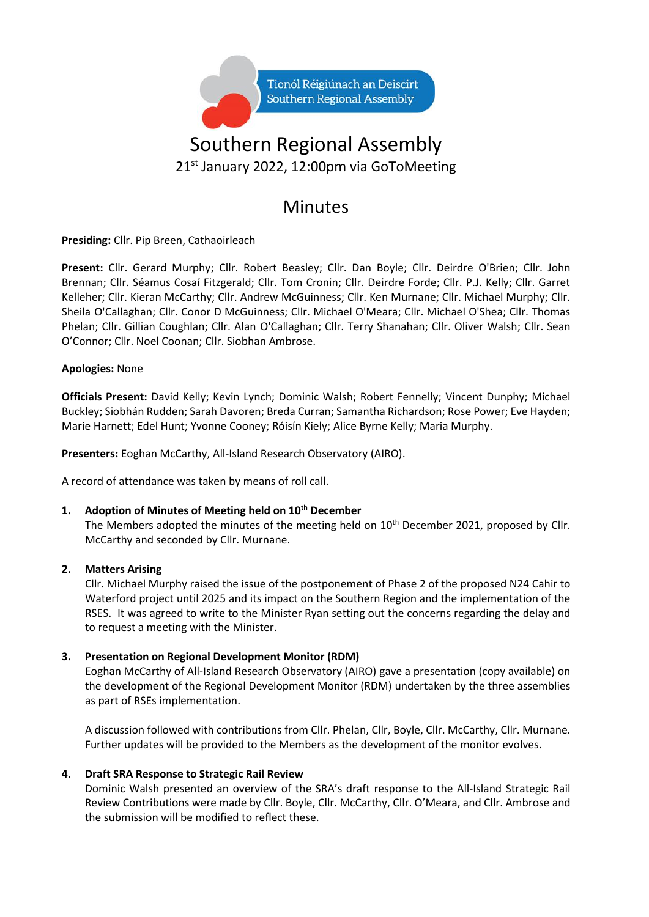Tionól Réigiúnach an Deiscirt
Southern Regional Assembly

# Southern Regional Assembly

21st January 2022, 12:00pm via GoToMeeting

## Minutes

**Presiding:** Cllr. Pip Breen, Cathaoirleach

**Present:** Cllr. Gerard Murphy; Cllr. Robert Beasley; Cllr. Dan Boyle; Cllr. Deirdre O'Brien; Cllr. John Brennan; Cllr. Séamus Cosaí Fitzgerald; Cllr. Tom Cronin; Cllr. Deirdre Forde; Cllr. P.J. Kelly; Cllr. Garret Kelleher; Cllr. Kieran McCarthy; Cllr. Andrew McGuinness; Cllr. Ken Murnane; Cllr. Michael Murphy; Cllr. Sheila O'Callaghan; Cllr. Conor D McGuinness; Cllr. Michael O'Meara; Cllr. Michael O'Shea; Cllr. Thomas Phelan; Cllr. Gillian Coughlan; Cllr. Alan O'Callaghan; Cllr. Terry Shanahan; Cllr. Oliver Walsh; Cllr. Sean O'Connor; Cllr. Noel Coonan; Cllr. Siobhan Ambrose.

**Apologies:** None

**Officials Present:** David Kelly; Kevin Lynch; Dominic Walsh; Robert Fennelly; Vincent Dunphy; Michael Buckley; Siobhán Rudden; Sarah Davoren; Breda Curran; Samantha Richardson; Rose Power; Eve Hayden; Marie Harnett; Edel Hunt; Yvonne Cooney; Róisín Kiely; Alice Byrne Kelly; Maria Murphy.

**Presenters:** Eoghan McCarthy, All-Island Research Observatory (AIRO).

A record of attendance was taken by means of roll call.

1. **Adoption of Minutes of Meeting held on 10th December**
   The Members adopted the minutes of the meeting held on 10th December 2021, proposed by Cllr. McCarthy and seconded by Cllr. Murnane.

2. **Matters Arising**
   Cllr. Michael Murphy raised the issue of the postponement of Phase 2 of the proposed N24 Cahir to Waterford project until 2025 and its impact on the Southern Region and the implementation of the RSES. It was agreed to write to the Minister Ryan setting out the concerns regarding the delay and to request a meeting with the Minister.

3. **Presentation on Regional Development Monitor (RDM)**
   Eoghan McCarthy of All-Island Research Observatory (AIRO) gave a presentation (copy available) on the development of the Regional Development Monitor (RDM) undertaken by the three assemblies as part of RSEs implementation.

   A discussion followed with contributions from Cllr. Phelan, Cllr, Boyle, Cllr. McCarthy, Cllr. Murnane. Further updates will be provided to the Members as the development of the monitor evolves.

4. **Draft SRA Response to Strategic Rail Review**
   Dominic Walsh presented an overview of the SRA's draft response to the All-Island Strategic Rail Review Contributions were made by Cllr. Boyle, Cllr. McCarthy, Cllr. O'Meara, and Cllr. Ambrose and the submission will be modified to reflect these.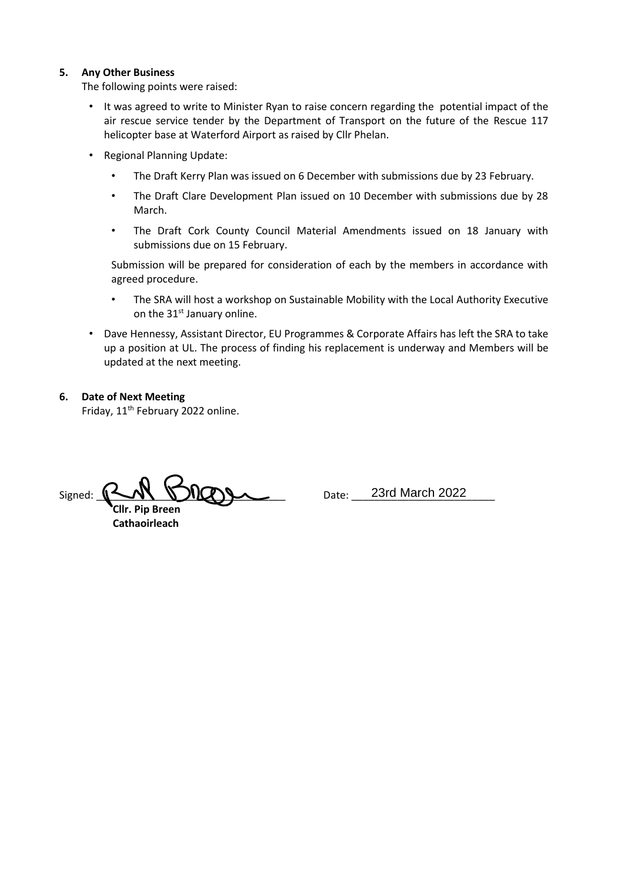**5. Any Other Business**

The following points were raised:

- It was agreed to write to Minister Ryan to raise concern regarding the potential impact of the air rescue service tender by the Department of Transport on the future of the Rescue 117 helicopter base at Waterford Airport as raised by Cllr Phelan.
- Regional Planning Update:
  - The Draft Kerry Plan was issued on 6 December with submissions due by 23 February.
  - The Draft Clare Development Plan issued on 10 December with submissions due by 28 March.
  - The Draft Cork County Council Material Amendments issued on 18 January with submissions due on 15 February.

  Submission will be prepared for consideration of each by the members in accordance with agreed procedure.

  - The SRA will host a workshop on Sustainable Mobility with the Local Authority Executive on the 31st January online.
- Dave Hennessy, Assistant Director, EU Programmes & Corporate Affairs has left the SRA to take up a position at UL. The process of finding his replacement is underway and Members will be updated at the next meeting.

**6. Date of Next Meeting**

Friday, 11th February 2022 online.

Signed: ______________________ Date: 23rd March 2022

**Cllr. Pip Breen**
**Cathaoirleach**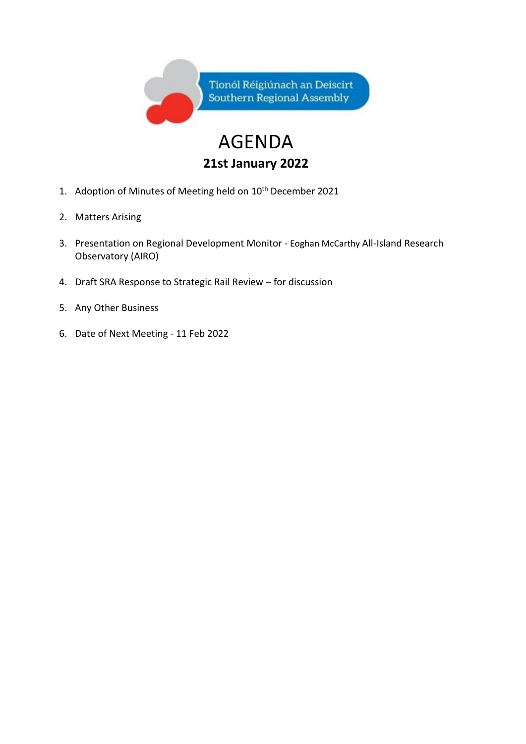Tionól Réigiúnach an Deiscirt
Southern Regional Assembly

# AGENDA

## 21st January 2022

1. Adoption of Minutes of Meeting held on 10th December 2021
2. Matters Arising
3. Presentation on Regional Development Monitor - Eoghan McCarthy All-Island Research Observatory (AIRO)
4. Draft SRA Response to Strategic Rail Review – for discussion
5. Any Other Business
6. Date of Next Meeting - 11 Feb 2022